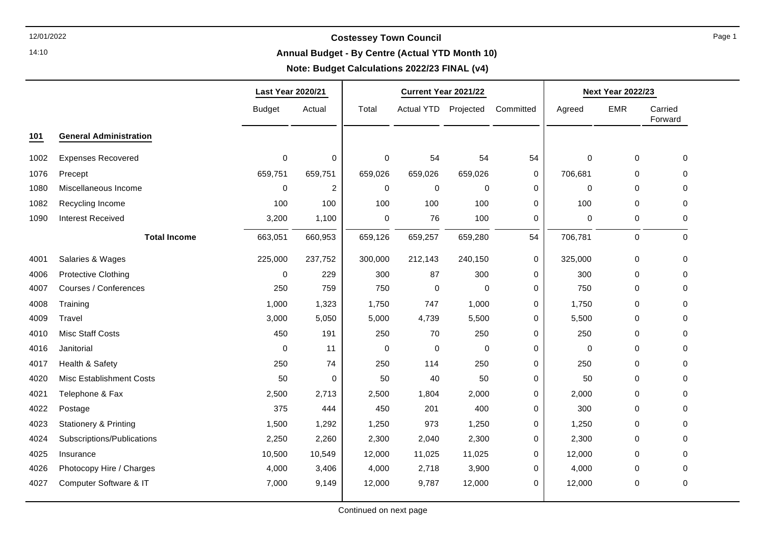# Costessey Town Council

## Annual Budget - By Centre (Actual YTD Month 10)

### Note: Budget Calculations 2022/23 FINAL (v4)

| | | Last Year 2020/21 | | Current Year 2021/22 | | | | Next Year 2022/23 | | |
|---|---|---|---|---|---|---|---|---|---|---|
| | | Budget | Actual | Total | Actual YTD | Projected | Committed | Agreed | EMR | Carried Forward |
| **101** | **General Administration** | | | | | | | | | |
| 1002 | Expenses Recovered | 0 | 0 | 0 | 54 | 54 | 54 | 0 | 0 | 0 |
| 1076 | Precept | 659,751 | 659,751 | 659,026 | 659,026 | 659,026 | 0 | 706,681 | 0 | 0 |
| 1080 | Miscellaneous Income | 0 | 2 | 0 | 0 | 0 | 0 | 0 | 0 | 0 |
| 1082 | Recycling Income | 100 | 100 | 100 | 100 | 100 | 0 | 100 | 0 | 0 |
| 1090 | Interest Received | 3,200 | 1,100 | 0 | 76 | 100 | 0 | 0 | 0 | 0 |
| | **Total Income** | 663,051 | 660,953 | 659,126 | 659,257 | 659,280 | 54 | 706,781 | 0 | 0 |
| 4001 | Salaries & Wages | 225,000 | 237,752 | 300,000 | 212,143 | 240,150 | 0 | 325,000 | 0 | 0 |
| 4006 | Protective Clothing | 0 | 229 | 300 | 87 | 300 | 0 | 300 | 0 | 0 |
| 4007 | Courses / Conferences | 250 | 759 | 750 | 0 | 0 | 0 | 750 | 0 | 0 |
| 4008 | Training | 1,000 | 1,323 | 1,750 | 747 | 1,000 | 0 | 1,750 | 0 | 0 |
| 4009 | Travel | 3,000 | 5,050 | 5,000 | 4,739 | 5,500 | 0 | 5,500 | 0 | 0 |
| 4010 | Misc Staff Costs | 450 | 191 | 250 | 70 | 250 | 0 | 250 | 0 | 0 |
| 4016 | Janitorial | 0 | 11 | 0 | 0 | 0 | 0 | 0 | 0 | 0 |
| 4017 | Health & Safety | 250 | 74 | 250 | 114 | 250 | 0 | 250 | 0 | 0 |
| 4020 | Misc Establishment Costs | 50 | 0 | 50 | 40 | 50 | 0 | 50 | 0 | 0 |
| 4021 | Telephone & Fax | 2,500 | 2,713 | 2,500 | 1,804 | 2,000 | 0 | 2,000 | 0 | 0 |
| 4022 | Postage | 375 | 444 | 450 | 201 | 400 | 0 | 300 | 0 | 0 |
| 4023 | Stationery & Printing | 1,500 | 1,292 | 1,250 | 973 | 1,250 | 0 | 1,250 | 0 | 0 |
| 4024 | Subscriptions/Publications | 2,250 | 2,260 | 2,300 | 2,040 | 2,300 | 0 | 2,300 | 0 | 0 |
| 4025 | Insurance | 10,500 | 10,549 | 12,000 | 11,025 | 11,025 | 0 | 12,000 | 0 | 0 |
| 4026 | Photocopy Hire / Charges | 4,000 | 3,406 | 4,000 | 2,718 | 3,900 | 0 | 4,000 | 0 | 0 |
| 4027 | Computer Software & IT | 7,000 | 9,149 | 12,000 | 9,787 | 12,000 | 0 | 12,000 | 0 | 0 |

Continued on next page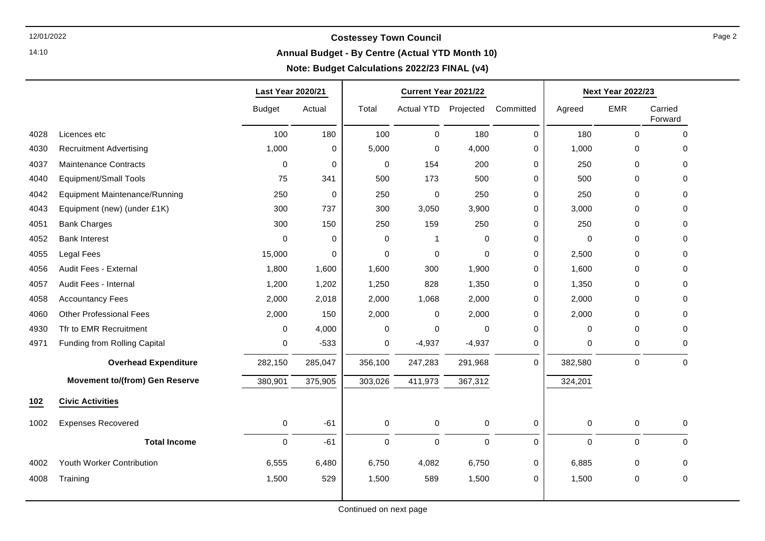# Costessey Town Council

## Annual Budget - By Centre (Actual YTD Month 10)

### Note: Budget Calculations 2022/23 FINAL (v4)

| | | Last Year 2020/21 | | Current Year 2021/22 | | | | Next Year 2022/23 | | |
|---|---|---|---|---|---|---|---|---|---|---|
| | | Budget | Actual | Total | Actual YTD | Projected | Committed | Agreed | EMR | Carried Forward |
| 4028 | Licences etc | 100 | 180 | 100 | 0 | 180 | 0 | 180 | 0 | 0 |
| 4030 | Recruitment Advertising | 1,000 | 0 | 5,000 | 0 | 4,000 | 0 | 1,000 | 0 | 0 |
| 4037 | Maintenance Contracts | 0 | 0 | 0 | 154 | 200 | 0 | 250 | 0 | 0 |
| 4040 | Equipment/Small Tools | 75 | 341 | 500 | 173 | 500 | 0 | 500 | 0 | 0 |
| 4042 | Equipment Maintenance/Running | 250 | 0 | 250 | 0 | 250 | 0 | 250 | 0 | 0 |
| 4043 | Equipment (new) (under £1K) | 300 | 737 | 300 | 3,050 | 3,900 | 0 | 3,000 | 0 | 0 |
| 4051 | Bank Charges | 300 | 150 | 250 | 159 | 250 | 0 | 250 | 0 | 0 |
| 4052 | Bank Interest | 0 | 0 | 0 | 1 | 0 | 0 | 0 | 0 | 0 |
| 4055 | Legal Fees | 15,000 | 0 | 0 | 0 | 0 | 0 | 2,500 | 0 | 0 |
| 4056 | Audit Fees - External | 1,800 | 1,600 | 1,600 | 300 | 1,900 | 0 | 1,600 | 0 | 0 |
| 4057 | Audit Fees - Internal | 1,200 | 1,202 | 1,250 | 828 | 1,350 | 0 | 1,350 | 0 | 0 |
| 4058 | Accountancy Fees | 2,000 | 2,018 | 2,000 | 1,068 | 2,000 | 0 | 2,000 | 0 | 0 |
| 4060 | Other Professional Fees | 2,000 | 150 | 2,000 | 0 | 2,000 | 0 | 2,000 | 0 | 0 |
| 4930 | Tfr to EMR Recruitment | 0 | 4,000 | 0 | 0 | 0 | 0 | 0 | 0 | 0 |
| 4971 | Funding from Rolling Capital | 0 | -533 | 0 | -4,937 | -4,937 | 0 | 0 | 0 | 0 |
| | **Overhead Expenditure** | 282,150 | 285,047 | 356,100 | 247,283 | 291,968 | 0 | 382,580 | 0 | 0 |
| | **Movement to/(from) Gen Reserve** | 380,901 | 375,905 | 303,026 | 411,973 | 367,312 | | 324,201 | | |
| **102** | **Civic Activities** | | | | | | | | | |
| 1002 | Expenses Recovered | 0 | -61 | 0 | 0 | 0 | 0 | 0 | 0 | 0 |
| | **Total Income** | 0 | -61 | 0 | 0 | 0 | 0 | 0 | 0 | 0 |
| 4002 | Youth Worker Contribution | 6,555 | 6,480 | 6,750 | 4,082 | 6,750 | 0 | 6,885 | 0 | 0 |
| 4008 | Training | 1,500 | 529 | 1,500 | 589 | 1,500 | 0 | 1,500 | 0 | 0 |

Continued on next page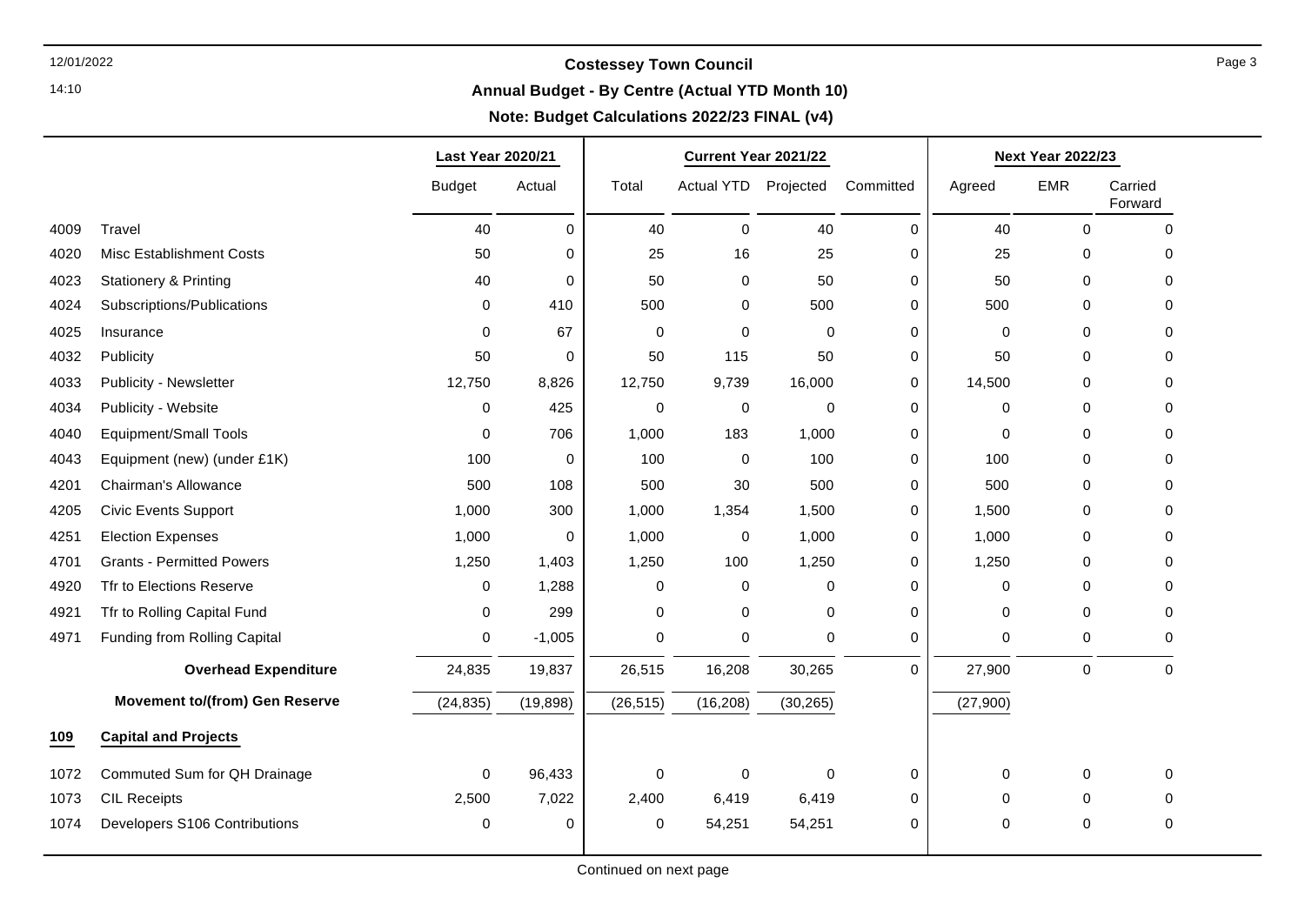# Costessey Town Council

## Annual Budget - By Centre (Actual YTD Month 10)

### Note: Budget Calculations 2022/23 FINAL (v4)

| | | Last Year 2020/21 | | Current Year 2021/22 | | | | Next Year 2022/23 | | |
|---|---|---|---|---|---|---|---|---|---|---|
| | | Budget | Actual | Total | Actual YTD | Projected | Committed | Agreed | EMR | Carried Forward |
| 4009 | Travel | 40 | 0 | 40 | 0 | 40 | 0 | 40 | 0 | 0 |
| 4020 | Misc Establishment Costs | 50 | 0 | 25 | 16 | 25 | 0 | 25 | 0 | 0 |
| 4023 | Stationery & Printing | 40 | 0 | 50 | 0 | 50 | 0 | 50 | 0 | 0 |
| 4024 | Subscriptions/Publications | 0 | 410 | 500 | 0 | 500 | 0 | 500 | 0 | 0 |
| 4025 | Insurance | 0 | 67 | 0 | 0 | 0 | 0 | 0 | 0 | 0 |
| 4032 | Publicity | 50 | 0 | 50 | 115 | 50 | 0 | 50 | 0 | 0 |
| 4033 | Publicity - Newsletter | 12,750 | 8,826 | 12,750 | 9,739 | 16,000 | 0 | 14,500 | 0 | 0 |
| 4034 | Publicity - Website | 0 | 425 | 0 | 0 | 0 | 0 | 0 | 0 | 0 |
| 4040 | Equipment/Small Tools | 0 | 706 | 1,000 | 183 | 1,000 | 0 | 0 | 0 | 0 |
| 4043 | Equipment (new) (under £1K) | 100 | 0 | 100 | 0 | 100 | 0 | 100 | 0 | 0 |
| 4201 | Chairman's Allowance | 500 | 108 | 500 | 30 | 500 | 0 | 500 | 0 | 0 |
| 4205 | Civic Events Support | 1,000 | 300 | 1,000 | 1,354 | 1,500 | 0 | 1,500 | 0 | 0 |
| 4251 | Election Expenses | 1,000 | 0 | 1,000 | 0 | 1,000 | 0 | 1,000 | 0 | 0 |
| 4701 | Grants - Permitted Powers | 1,250 | 1,403 | 1,250 | 100 | 1,250 | 0 | 1,250 | 0 | 0 |
| 4920 | Tfr to Elections Reserve | 0 | 1,288 | 0 | 0 | 0 | 0 | 0 | 0 | 0 |
| 4921 | Tfr to Rolling Capital Fund | 0 | 299 | 0 | 0 | 0 | 0 | 0 | 0 | 0 |
| 4971 | Funding from Rolling Capital | 0 | -1,005 | 0 | 0 | 0 | 0 | 0 | 0 | 0 |
| | **Overhead Expenditure** | 24,835 | 19,837 | 26,515 | 16,208 | 30,265 | 0 | 27,900 | 0 | 0 |
| | **Movement to/(from) Gen Reserve** | (24,835) | (19,898) | (26,515) | (16,208) | (30,265) | | (27,900) | | |
| **109** | **Capital and Projects** | | | | | | | | | |
| 1072 | Commuted Sum for QH Drainage | 0 | 96,433 | 0 | 0 | 0 | 0 | 0 | 0 | 0 |
| 1073 | CIL Receipts | 2,500 | 7,022 | 2,400 | 6,419 | 6,419 | 0 | 0 | 0 | 0 |
| 1074 | Developers S106 Contributions | 0 | 0 | 0 | 54,251 | 54,251 | 0 | 0 | 0 | 0 |

Continued on next page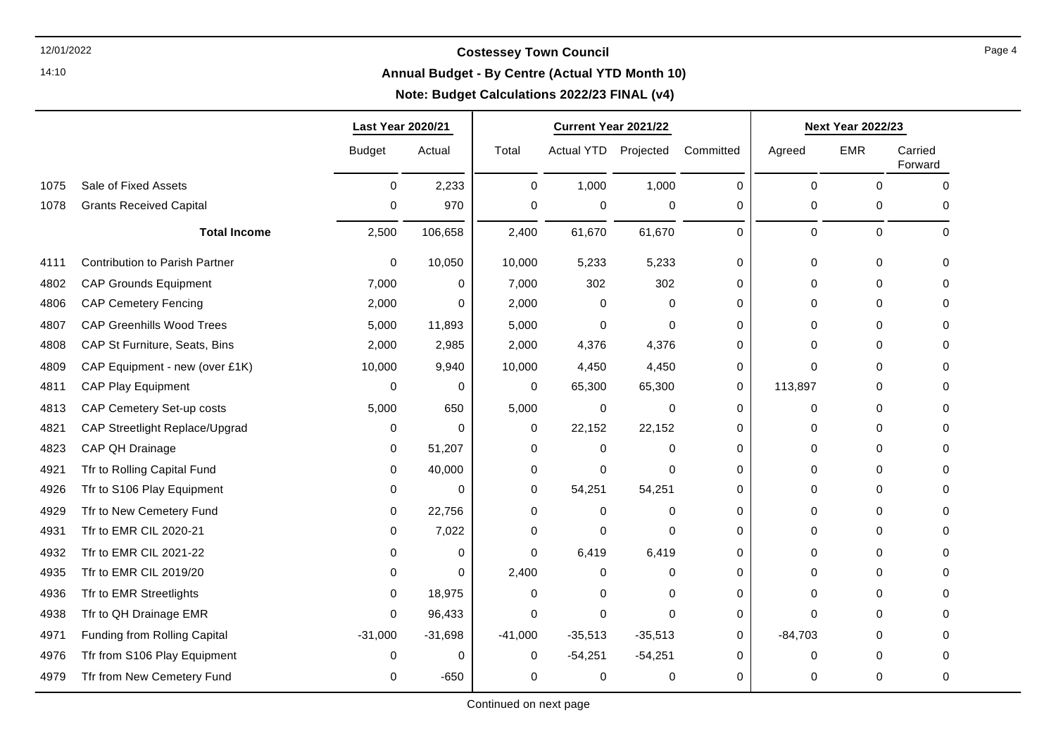# Costessey Town Council

## Annual Budget - By Centre (Actual YTD Month 10)

### Note: Budget Calculations 2022/23 FINAL (v4)

| | | Last Year 2020/21 | | Current Year 2021/22 | | | | Next Year 2022/23 | | |
|---|---|---|---|---|---|---|---|---|---|---|
| | | Budget | Actual | Total | Actual YTD | Projected | Committed | Agreed | EMR | Carried Forward |
| 1075 | Sale of Fixed Assets | 0 | 2,233 | 0 | 1,000 | 1,000 | 0 | 0 | 0 | 0 |
| 1078 | Grants Received Capital | 0 | 970 | 0 | 0 | 0 | 0 | 0 | 0 | 0 |
| | **Total Income** | 2,500 | 106,658 | 2,400 | 61,670 | 61,670 | 0 | 0 | 0 | 0 |
| 4111 | Contribution to Parish Partner | 0 | 10,050 | 10,000 | 5,233 | 5,233 | 0 | 0 | 0 | 0 |
| 4802 | CAP Grounds Equipment | 7,000 | 0 | 7,000 | 302 | 302 | 0 | 0 | 0 | 0 |
| 4806 | CAP Cemetery Fencing | 2,000 | 0 | 2,000 | 0 | 0 | 0 | 0 | 0 | 0 |
| 4807 | CAP Greenhills Wood Trees | 5,000 | 11,893 | 5,000 | 0 | 0 | 0 | 0 | 0 | 0 |
| 4808 | CAP St Furniture, Seats, Bins | 2,000 | 2,985 | 2,000 | 4,376 | 4,376 | 0 | 0 | 0 | 0 |
| 4809 | CAP Equipment - new (over £1K) | 10,000 | 9,940 | 10,000 | 4,450 | 4,450 | 0 | 0 | 0 | 0 |
| 4811 | CAP Play Equipment | 0 | 0 | 0 | 65,300 | 65,300 | 0 | 113,897 | 0 | 0 |
| 4813 | CAP Cemetery Set-up costs | 5,000 | 650 | 5,000 | 0 | 0 | 0 | 0 | 0 | 0 |
| 4821 | CAP Streetlight Replace/Upgrad | 0 | 0 | 0 | 22,152 | 22,152 | 0 | 0 | 0 | 0 |
| 4823 | CAP QH Drainage | 0 | 51,207 | 0 | 0 | 0 | 0 | 0 | 0 | 0 |
| 4921 | Tfr to Rolling Capital Fund | 0 | 40,000 | 0 | 0 | 0 | 0 | 0 | 0 | 0 |
| 4926 | Tfr to S106 Play Equipment | 0 | 0 | 0 | 54,251 | 54,251 | 0 | 0 | 0 | 0 |
| 4929 | Tfr to New Cemetery Fund | 0 | 22,756 | 0 | 0 | 0 | 0 | 0 | 0 | 0 |
| 4931 | Tfr to EMR CIL 2020-21 | 0 | 7,022 | 0 | 0 | 0 | 0 | 0 | 0 | 0 |
| 4932 | Tfr to EMR CIL 2021-22 | 0 | 0 | 0 | 6,419 | 6,419 | 0 | 0 | 0 | 0 |
| 4935 | Tfr to EMR CIL 2019/20 | 0 | 0 | 2,400 | 0 | 0 | 0 | 0 | 0 | 0 |
| 4936 | Tfr to EMR Streetlights | 0 | 18,975 | 0 | 0 | 0 | 0 | 0 | 0 | 0 |
| 4938 | Tfr to QH Drainage EMR | 0 | 96,433 | 0 | 0 | 0 | 0 | 0 | 0 | 0 |
| 4971 | Funding from Rolling Capital | -31,000 | -31,698 | -41,000 | -35,513 | -35,513 | 0 | -84,703 | 0 | 0 |
| 4976 | Tfr from S106 Play Equipment | 0 | 0 | 0 | -54,251 | -54,251 | 0 | 0 | 0 | 0 |
| 4979 | Tfr from New Cemetery Fund | 0 | -650 | 0 | 0 | 0 | 0 | 0 | 0 | 0 |

Continued on next page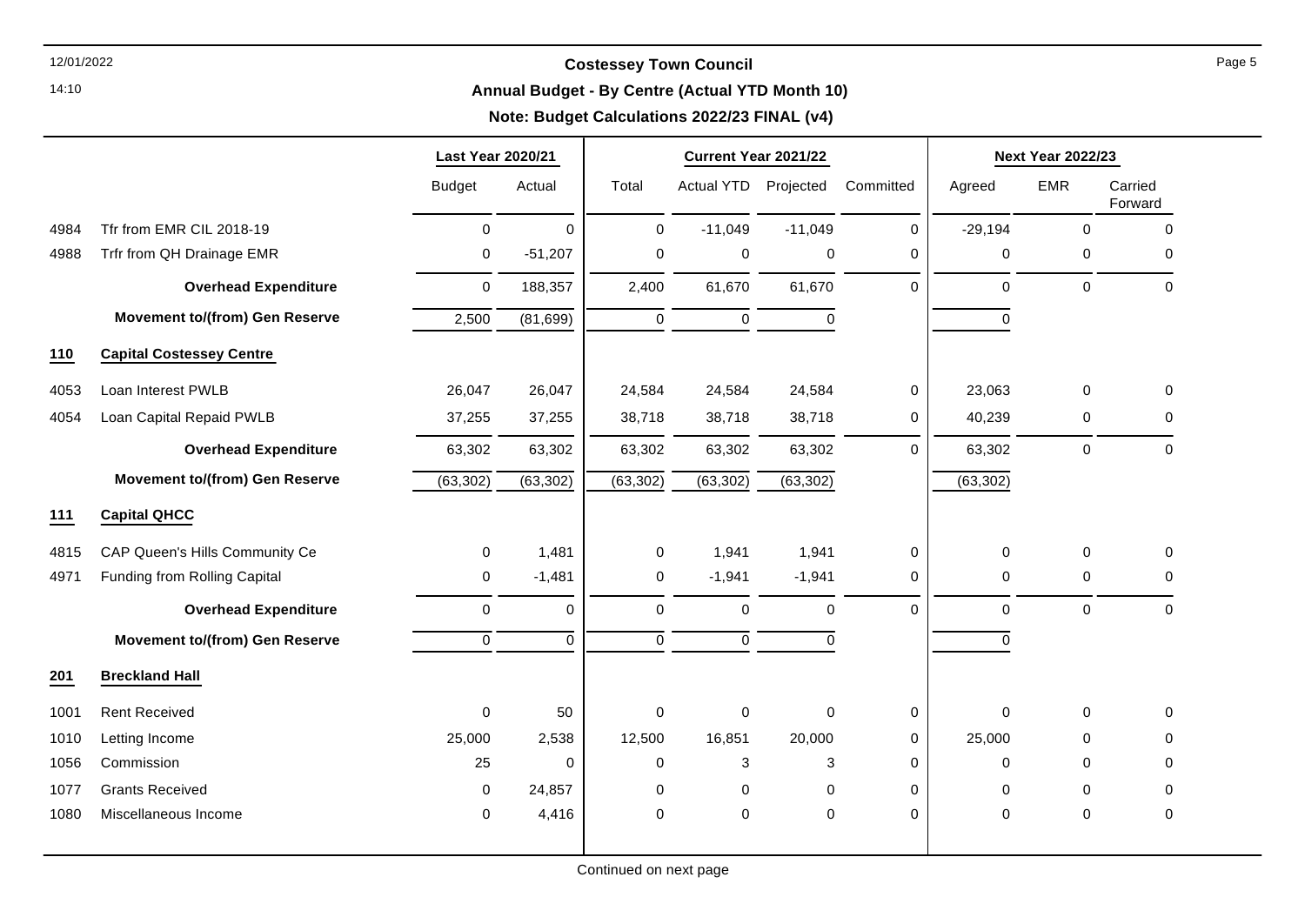**Costessey Town Council**

**Annual Budget - By Centre (Actual YTD Month 10)**

**Note: Budget Calculations 2022/23 FINAL (v4)**

| | | Last Year 2020/21 | | Current Year 2021/22 | | | | Next Year 2022/23 | | |
|---|---|---|---|---|---|---|---|---|---|---|
| | | Budget | Actual | Total | Actual YTD | Projected | Committed | Agreed | EMR | Carried Forward |
| 4984 | Tfr from EMR CIL 2018-19 | 0 | 0 | 0 | -11,049 | -11,049 | 0 | -29,194 | 0 | 0 |
| 4988 | Trfr from QH Drainage EMR | 0 | -51,207 | 0 | 0 | 0 | 0 | 0 | 0 | 0 |
| | **Overhead Expenditure** | 0 | 188,357 | 2,400 | 61,670 | 61,670 | 0 | 0 | 0 | 0 |
| | **Movement to/(from) Gen Reserve** | 2,500 | (81,699) | 0 | 0 | 0 | | 0 | | |
| **110** | **Capital Costessey Centre** | | | | | | | | | |
| 4053 | Loan Interest PWLB | 26,047 | 26,047 | 24,584 | 24,584 | 24,584 | 0 | 23,063 | 0 | 0 |
| 4054 | Loan Capital Repaid PWLB | 37,255 | 37,255 | 38,718 | 38,718 | 38,718 | 0 | 40,239 | 0 | 0 |
| | **Overhead Expenditure** | 63,302 | 63,302 | 63,302 | 63,302 | 63,302 | 0 | 63,302 | 0 | 0 |
| | **Movement to/(from) Gen Reserve** | (63,302) | (63,302) | (63,302) | (63,302) | (63,302) | | (63,302) | | |
| **111** | **Capital QHCC** | | | | | | | | | |
| 4815 | CAP Queen's Hills Community Ce | 0 | 1,481 | 0 | 1,941 | 1,941 | 0 | 0 | 0 | 0 |
| 4971 | Funding from Rolling Capital | 0 | -1,481 | 0 | -1,941 | -1,941 | 0 | 0 | 0 | 0 |
| | **Overhead Expenditure** | 0 | 0 | 0 | 0 | 0 | 0 | 0 | 0 | 0 |
| | **Movement to/(from) Gen Reserve** | 0 | 0 | 0 | 0 | 0 | | 0 | | |
| **201** | **Breckland Hall** | | | | | | | | | |
| 1001 | Rent Received | 0 | 50 | 0 | 0 | 0 | 0 | 0 | 0 | 0 |
| 1010 | Letting Income | 25,000 | 2,538 | 12,500 | 16,851 | 20,000 | 0 | 25,000 | 0 | 0 |
| 1056 | Commission | 25 | 0 | 0 | 3 | 3 | 0 | 0 | 0 | 0 |
| 1077 | Grants Received | 0 | 24,857 | 0 | 0 | 0 | 0 | 0 | 0 | 0 |
| 1080 | Miscellaneous Income | 0 | 4,416 | 0 | 0 | 0 | 0 | 0 | 0 | 0 |

Continued on next page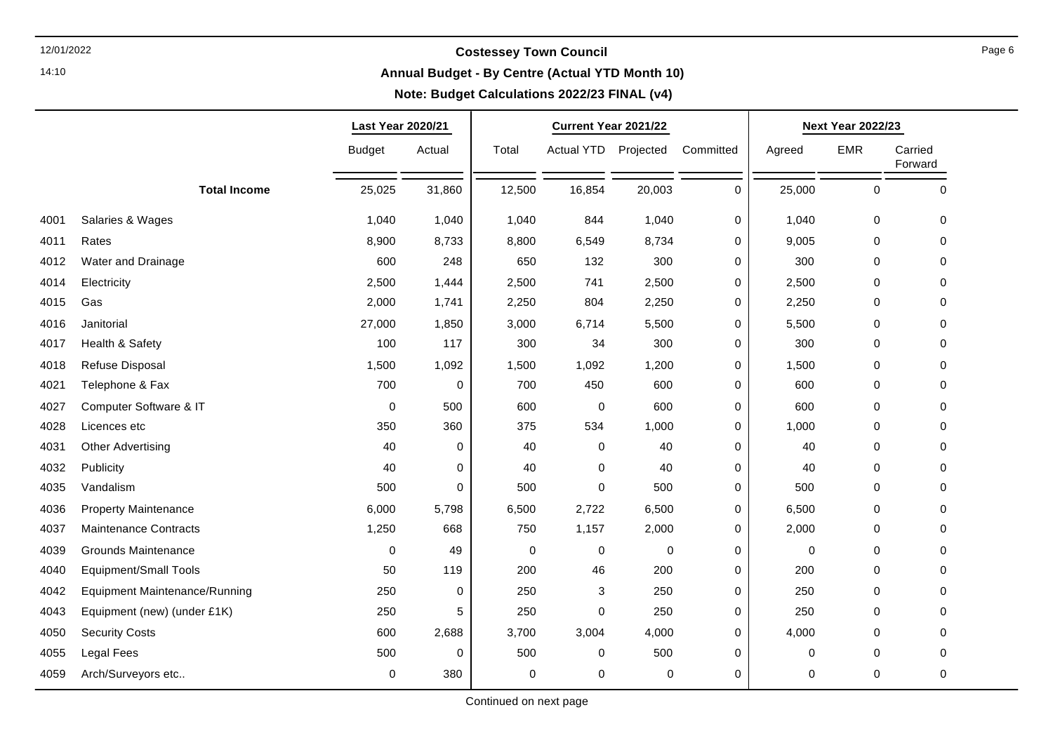# Costessey Town Council

## Annual Budget - By Centre (Actual YTD Month 10)

### Note: Budget Calculations 2022/23 FINAL (v4)

| | | Last Year 2020/21 | | Current Year 2021/22 | | | | Next Year 2022/23 | | |
|---|---|---|---|---|---|---|---|---|---|---|
| | | Budget | Actual | Total | Actual YTD | Projected | Committed | Agreed | EMR | Carried Forward |
| | **Total Income** | 25,025 | 31,860 | 12,500 | 16,854 | 20,003 | 0 | 25,000 | 0 | 0 |
| 4001 | Salaries & Wages | 1,040 | 1,040 | 1,040 | 844 | 1,040 | 0 | 1,040 | 0 | 0 |
| 4011 | Rates | 8,900 | 8,733 | 8,800 | 6,549 | 8,734 | 0 | 9,005 | 0 | 0 |
| 4012 | Water and Drainage | 600 | 248 | 650 | 132 | 300 | 0 | 300 | 0 | 0 |
| 4014 | Electricity | 2,500 | 1,444 | 2,500 | 741 | 2,500 | 0 | 2,500 | 0 | 0 |
| 4015 | Gas | 2,000 | 1,741 | 2,250 | 804 | 2,250 | 0 | 2,250 | 0 | 0 |
| 4016 | Janitorial | 27,000 | 1,850 | 3,000 | 6,714 | 5,500 | 0 | 5,500 | 0 | 0 |
| 4017 | Health & Safety | 100 | 117 | 300 | 34 | 300 | 0 | 300 | 0 | 0 |
| 4018 | Refuse Disposal | 1,500 | 1,092 | 1,500 | 1,092 | 1,200 | 0 | 1,500 | 0 | 0 |
| 4021 | Telephone & Fax | 700 | 0 | 700 | 450 | 600 | 0 | 600 | 0 | 0 |
| 4027 | Computer Software & IT | 0 | 500 | 600 | 0 | 600 | 0 | 600 | 0 | 0 |
| 4028 | Licences etc | 350 | 360 | 375 | 534 | 1,000 | 0 | 1,000 | 0 | 0 |
| 4031 | Other Advertising | 40 | 0 | 40 | 0 | 40 | 0 | 40 | 0 | 0 |
| 4032 | Publicity | 40 | 0 | 40 | 0 | 40 | 0 | 40 | 0 | 0 |
| 4035 | Vandalism | 500 | 0 | 500 | 0 | 500 | 0 | 500 | 0 | 0 |
| 4036 | Property Maintenance | 6,000 | 5,798 | 6,500 | 2,722 | 6,500 | 0 | 6,500 | 0 | 0 |
| 4037 | Maintenance Contracts | 1,250 | 668 | 750 | 1,157 | 2,000 | 0 | 2,000 | 0 | 0 |
| 4039 | Grounds Maintenance | 0 | 49 | 0 | 0 | 0 | 0 | 0 | 0 | 0 |
| 4040 | Equipment/Small Tools | 50 | 119 | 200 | 46 | 200 | 0 | 200 | 0 | 0 |
| 4042 | Equipment Maintenance/Running | 250 | 0 | 250 | 3 | 250 | 0 | 250 | 0 | 0 |
| 4043 | Equipment (new) (under £1K) | 250 | 5 | 250 | 0 | 250 | 0 | 250 | 0 | 0 |
| 4050 | Security Costs | 600 | 2,688 | 3,700 | 3,004 | 4,000 | 0 | 4,000 | 0 | 0 |
| 4055 | Legal Fees | 500 | 0 | 500 | 0 | 500 | 0 | 0 | 0 | 0 |
| 4059 | Arch/Surveyors etc.. | 0 | 380 | 0 | 0 | 0 | 0 | 0 | 0 | 0 |

Continued on next page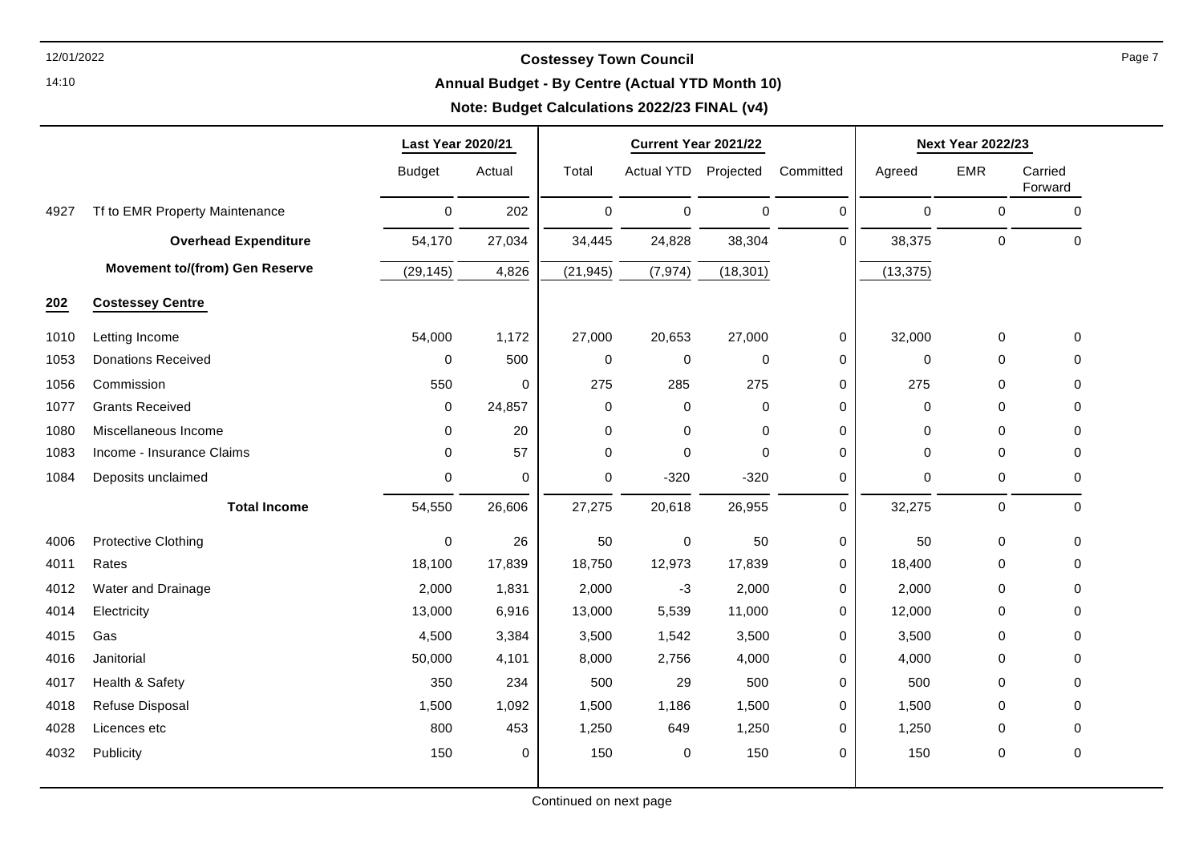# Costessey Town Council

## Annual Budget - By Centre (Actual YTD Month 10)

### Note: Budget Calculations 2022/23 FINAL (v4)

| | | Last Year 2020/21 | | Current Year 2021/22 | | | | Next Year 2022/23 | | |
|---|---|---|---|---|---|---|---|---|---|---|
| | | Budget | Actual | Total | Actual YTD | Projected | Committed | Agreed | EMR | Carried Forward |
| 4927 | Tf to EMR Property Maintenance | 0 | 202 | 0 | 0 | 0 | 0 | 0 | 0 | 0 |
| | **Overhead Expenditure** | 54,170 | 27,034 | 34,445 | 24,828 | 38,304 | 0 | 38,375 | 0 | 0 |
| | **Movement to/(from) Gen Reserve** | (29,145) | 4,826 | (21,945) | (7,974) | (18,301) | | (13,375) | | |
| **202** | **Costessey Centre** | | | | | | | | | |
| 1010 | Letting Income | 54,000 | 1,172 | 27,000 | 20,653 | 27,000 | 0 | 32,000 | 0 | 0 |
| 1053 | Donations Received | 0 | 500 | 0 | 0 | 0 | 0 | 0 | 0 | 0 |
| 1056 | Commission | 550 | 0 | 275 | 285 | 275 | 0 | 275 | 0 | 0 |
| 1077 | Grants Received | 0 | 24,857 | 0 | 0 | 0 | 0 | 0 | 0 | 0 |
| 1080 | Miscellaneous Income | 0 | 20 | 0 | 0 | 0 | 0 | 0 | 0 | 0 |
| 1083 | Income - Insurance Claims | 0 | 57 | 0 | 0 | 0 | 0 | 0 | 0 | 0 |
| 1084 | Deposits unclaimed | 0 | 0 | 0 | -320 | -320 | 0 | 0 | 0 | 0 |
| | **Total Income** | 54,550 | 26,606 | 27,275 | 20,618 | 26,955 | 0 | 32,275 | 0 | 0 |
| 4006 | Protective Clothing | 0 | 26 | 50 | 0 | 50 | 0 | 50 | 0 | 0 |
| 4011 | Rates | 18,100 | 17,839 | 18,750 | 12,973 | 17,839 | 0 | 18,400 | 0 | 0 |
| 4012 | Water and Drainage | 2,000 | 1,831 | 2,000 | -3 | 2,000 | 0 | 2,000 | 0 | 0 |
| 4014 | Electricity | 13,000 | 6,916 | 13,000 | 5,539 | 11,000 | 0 | 12,000 | 0 | 0 |
| 4015 | Gas | 4,500 | 3,384 | 3,500 | 1,542 | 3,500 | 0 | 3,500 | 0 | 0 |
| 4016 | Janitorial | 50,000 | 4,101 | 8,000 | 2,756 | 4,000 | 0 | 4,000 | 0 | 0 |
| 4017 | Health & Safety | 350 | 234 | 500 | 29 | 500 | 0 | 500 | 0 | 0 |
| 4018 | Refuse Disposal | 1,500 | 1,092 | 1,500 | 1,186 | 1,500 | 0 | 1,500 | 0 | 0 |
| 4028 | Licences etc | 800 | 453 | 1,250 | 649 | 1,250 | 0 | 1,250 | 0 | 0 |
| 4032 | Publicity | 150 | 0 | 150 | 0 | 150 | 0 | 150 | 0 | 0 |

Continued on next page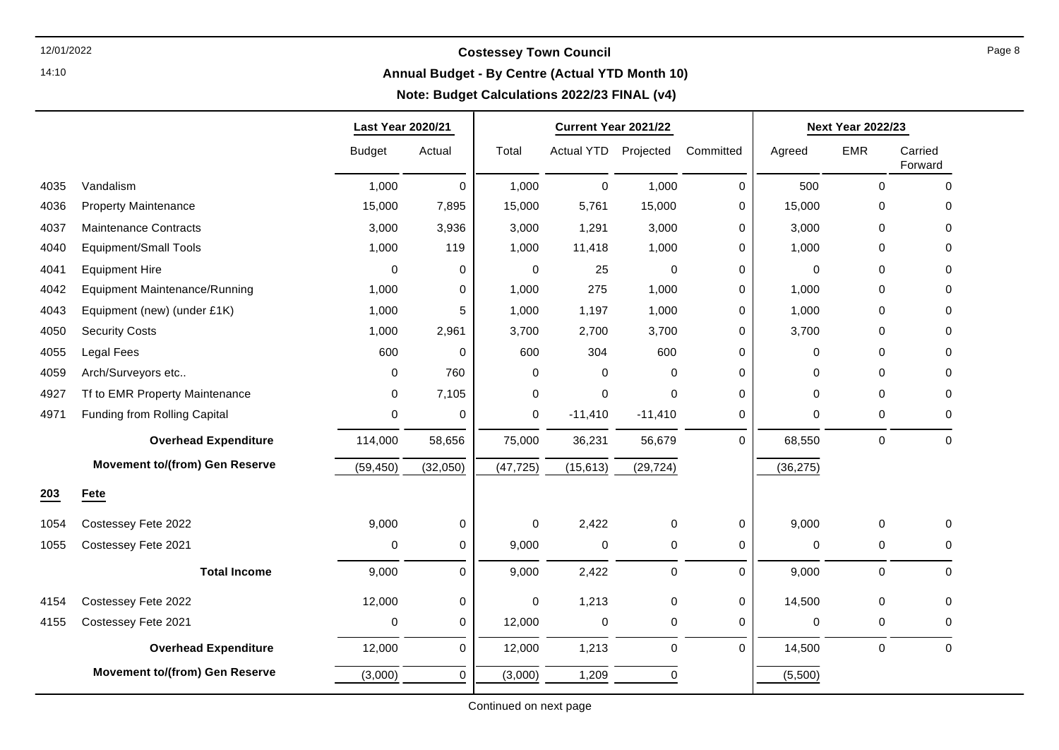**Costessey Town Council**

**Annual Budget - By Centre (Actual YTD Month 10)**

**Note: Budget Calculations 2022/23 FINAL (v4)**

| | | Last Year 2020/21 | | Current Year 2021/22 | | | | Next Year 2022/23 | | |
|---|---|---|---|---|---|---|---|---|---|---|
| | | Budget | Actual | Total | Actual YTD | Projected | Committed | Agreed | EMR | Carried Forward |
| 4035 | Vandalism | 1,000 | 0 | 1,000 | 0 | 1,000 | 0 | 500 | 0 | 0 |
| 4036 | Property Maintenance | 15,000 | 7,895 | 15,000 | 5,761 | 15,000 | 0 | 15,000 | 0 | 0 |
| 4037 | Maintenance Contracts | 3,000 | 3,936 | 3,000 | 1,291 | 3,000 | 0 | 3,000 | 0 | 0 |
| 4040 | Equipment/Small Tools | 1,000 | 119 | 1,000 | 11,418 | 1,000 | 0 | 1,000 | 0 | 0 |
| 4041 | Equipment Hire | 0 | 0 | 0 | 25 | 0 | 0 | 0 | 0 | 0 |
| 4042 | Equipment Maintenance/Running | 1,000 | 0 | 1,000 | 275 | 1,000 | 0 | 1,000 | 0 | 0 |
| 4043 | Equipment (new) (under £1K) | 1,000 | 5 | 1,000 | 1,197 | 1,000 | 0 | 1,000 | 0 | 0 |
| 4050 | Security Costs | 1,000 | 2,961 | 3,700 | 2,700 | 3,700 | 0 | 3,700 | 0 | 0 |
| 4055 | Legal Fees | 600 | 0 | 600 | 304 | 600 | 0 | 0 | 0 | 0 |
| 4059 | Arch/Surveyors etc.. | 0 | 760 | 0 | 0 | 0 | 0 | 0 | 0 | 0 |
| 4927 | Tf to EMR Property Maintenance | 0 | 7,105 | 0 | 0 | 0 | 0 | 0 | 0 | 0 |
| 4971 | Funding from Rolling Capital | 0 | 0 | 0 | -11,410 | -11,410 | 0 | 0 | 0 | 0 |
| | **Overhead Expenditure** | 114,000 | 58,656 | 75,000 | 36,231 | 56,679 | 0 | 68,550 | 0 | 0 |
| | **Movement to/(from) Gen Reserve** | (59,450) | (32,050) | (47,725) | (15,613) | (29,724) | | (36,275) | | |
| **203** | **Fete** | | | | | | | | | |
| 1054 | Costessey Fete 2022 | 9,000 | 0 | 0 | 2,422 | 0 | 0 | 9,000 | 0 | 0 |
| 1055 | Costessey Fete 2021 | 0 | 0 | 9,000 | 0 | 0 | 0 | 0 | 0 | 0 |
| | **Total Income** | 9,000 | 0 | 9,000 | 2,422 | 0 | 0 | 9,000 | 0 | 0 |
| 4154 | Costessey Fete 2022 | 12,000 | 0 | 0 | 1,213 | 0 | 0 | 14,500 | 0 | 0 |
| 4155 | Costessey Fete 2021 | 0 | 0 | 12,000 | 0 | 0 | 0 | 0 | 0 | 0 |
| | **Overhead Expenditure** | 12,000 | 0 | 12,000 | 1,213 | 0 | 0 | 14,500 | 0 | 0 |
| | **Movement to/(from) Gen Reserve** | (3,000) | 0 | (3,000) | 1,209 | 0 | | (5,500) | | |

Continued on next page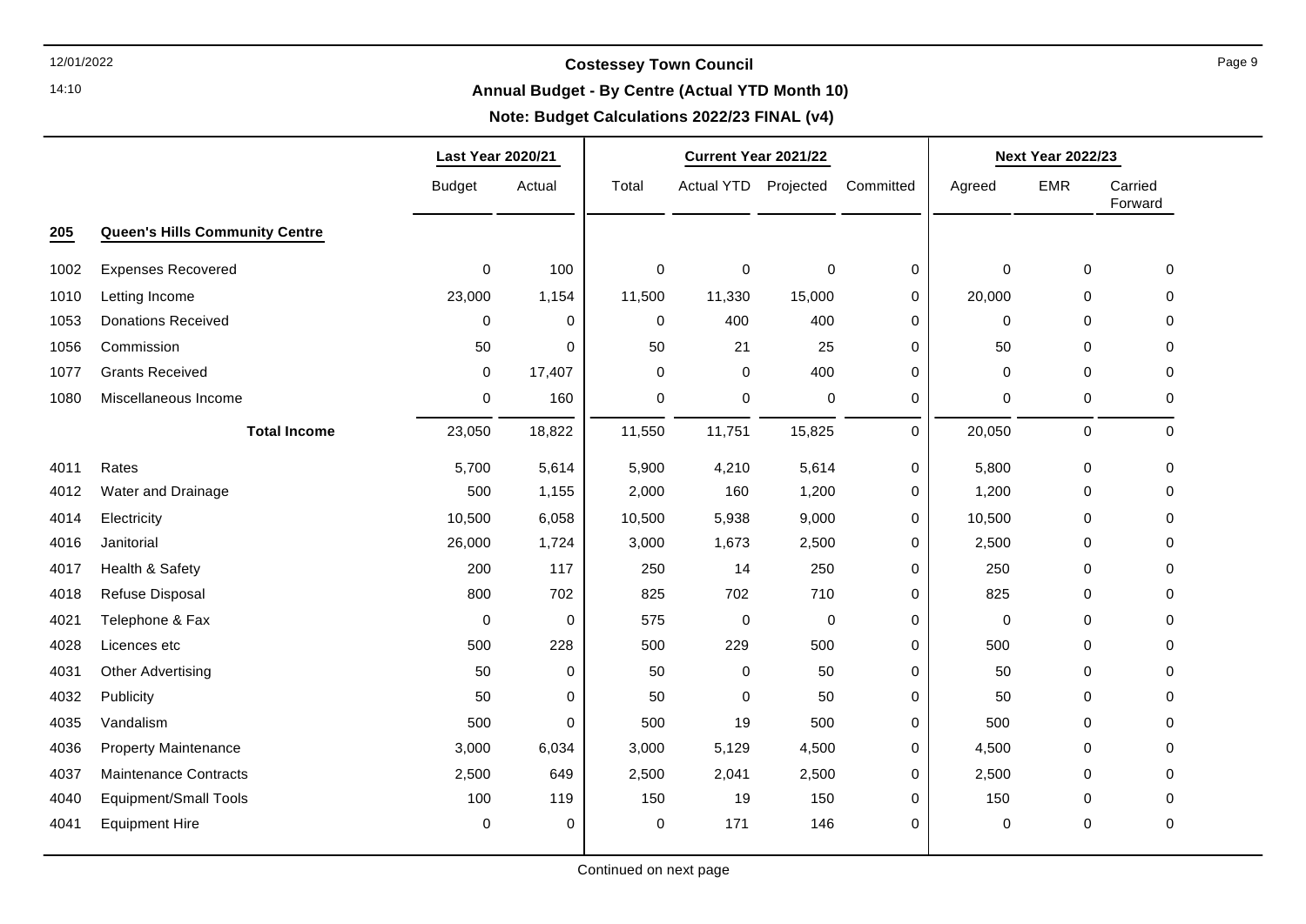# Costessey Town Council

## Annual Budget - By Centre (Actual YTD Month 10)

### Note: Budget Calculations 2022/23 FINAL (v4)

| | | Last Year 2020/21 | | Current Year 2021/22 | | | | Next Year 2022/23 | | |
|---|---|---|---|---|---|---|---|---|---|---|
| | | Budget | Actual | Total | Actual YTD | Projected | Committed | Agreed | EMR | Carried Forward |
| **205** | **Queen's Hills Community Centre** | | | | | | | | | |
| 1002 | Expenses Recovered | 0 | 100 | 0 | 0 | 0 | 0 | 0 | 0 | 0 |
| 1010 | Letting Income | 23,000 | 1,154 | 11,500 | 11,330 | 15,000 | 0 | 20,000 | 0 | 0 |
| 1053 | Donations Received | 0 | 0 | 0 | 400 | 400 | 0 | 0 | 0 | 0 |
| 1056 | Commission | 50 | 0 | 50 | 21 | 25 | 0 | 50 | 0 | 0 |
| 1077 | Grants Received | 0 | 17,407 | 0 | 0 | 400 | 0 | 0 | 0 | 0 |
| 1080 | Miscellaneous Income | 0 | 160 | 0 | 0 | 0 | 0 | 0 | 0 | 0 |
| | **Total Income** | 23,050 | 18,822 | 11,550 | 11,751 | 15,825 | 0 | 20,050 | 0 | 0 |
| 4011 | Rates | 5,700 | 5,614 | 5,900 | 4,210 | 5,614 | 0 | 5,800 | 0 | 0 |
| 4012 | Water and Drainage | 500 | 1,155 | 2,000 | 160 | 1,200 | 0 | 1,200 | 0 | 0 |
| 4014 | Electricity | 10,500 | 6,058 | 10,500 | 5,938 | 9,000 | 0 | 10,500 | 0 | 0 |
| 4016 | Janitorial | 26,000 | 1,724 | 3,000 | 1,673 | 2,500 | 0 | 2,500 | 0 | 0 |
| 4017 | Health & Safety | 200 | 117 | 250 | 14 | 250 | 0 | 250 | 0 | 0 |
| 4018 | Refuse Disposal | 800 | 702 | 825 | 702 | 710 | 0 | 825 | 0 | 0 |
| 4021 | Telephone & Fax | 0 | 0 | 575 | 0 | 0 | 0 | 0 | 0 | 0 |
| 4028 | Licences etc | 500 | 228 | 500 | 229 | 500 | 0 | 500 | 0 | 0 |
| 4031 | Other Advertising | 50 | 0 | 50 | 0 | 50 | 0 | 50 | 0 | 0 |
| 4032 | Publicity | 50 | 0 | 50 | 0 | 50 | 0 | 50 | 0 | 0 |
| 4035 | Vandalism | 500 | 0 | 500 | 19 | 500 | 0 | 500 | 0 | 0 |
| 4036 | Property Maintenance | 3,000 | 6,034 | 3,000 | 5,129 | 4,500 | 0 | 4,500 | 0 | 0 |
| 4037 | Maintenance Contracts | 2,500 | 649 | 2,500 | 2,041 | 2,500 | 0 | 2,500 | 0 | 0 |
| 4040 | Equipment/Small Tools | 100 | 119 | 150 | 19 | 150 | 0 | 150 | 0 | 0 |
| 4041 | Equipment Hire | 0 | 0 | 0 | 171 | 146 | 0 | 0 | 0 | 0 |

Continued on next page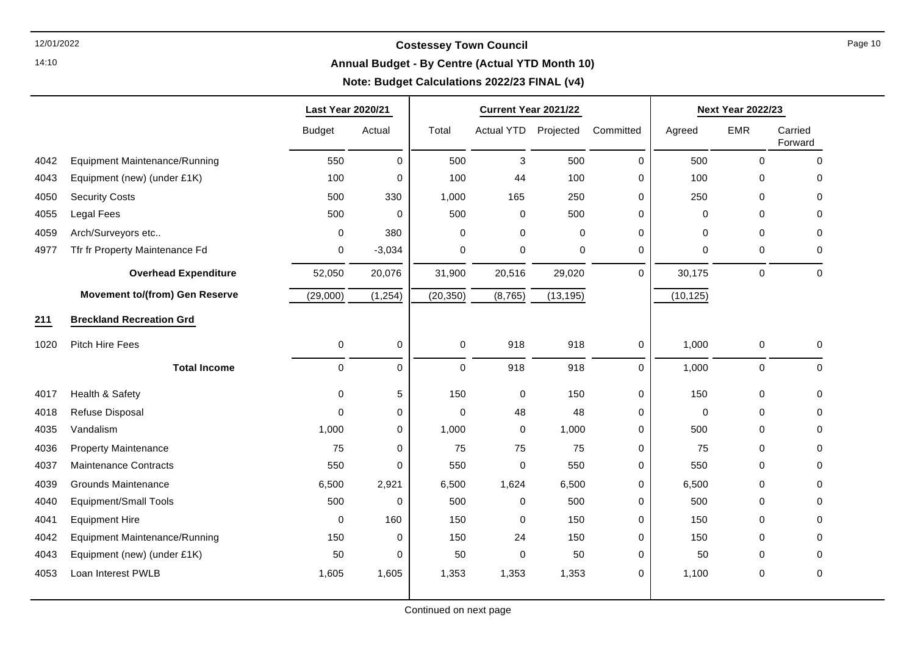# Costessey Town Council

## Annual Budget - By Centre (Actual YTD Month 10)

### Note: Budget Calculations 2022/23 FINAL (v4)

| | | Last Year 2020/21 | | Current Year 2021/22 | | | | Next Year 2022/23 | | |
|---|---|---|---|---|---|---|---|---|---|---|
| | | Budget | Actual | Total | Actual YTD | Projected | Committed | Agreed | EMR | Carried Forward |
| 4042 | Equipment Maintenance/Running | 550 | 0 | 500 | 3 | 500 | 0 | 500 | 0 | 0 |
| 4043 | Equipment (new) (under £1K) | 100 | 0 | 100 | 44 | 100 | 0 | 100 | 0 | 0 |
| 4050 | Security Costs | 500 | 330 | 1,000 | 165 | 250 | 0 | 250 | 0 | 0 |
| 4055 | Legal Fees | 500 | 0 | 500 | 0 | 500 | 0 | 0 | 0 | 0 |
| 4059 | Arch/Surveyors etc.. | 0 | 380 | 0 | 0 | 0 | 0 | 0 | 0 | 0 |
| 4977 | Tfr fr Property Maintenance Fd | 0 | -3,034 | 0 | 0 | 0 | 0 | 0 | 0 | 0 |
| | **Overhead Expenditure** | 52,050 | 20,076 | 31,900 | 20,516 | 29,020 | 0 | 30,175 | 0 | 0 |
| | **Movement to/(from) Gen Reserve** | (29,000) | (1,254) | (20,350) | (8,765) | (13,195) | | (10,125) | | |
| **211** | **Breckland Recreation Grd** | | | | | | | | | |
| 1020 | Pitch Hire Fees | 0 | 0 | 0 | 918 | 918 | 0 | 1,000 | 0 | 0 |
| | **Total Income** | 0 | 0 | 0 | 918 | 918 | 0 | 1,000 | 0 | 0 |
| 4017 | Health & Safety | 0 | 5 | 150 | 0 | 150 | 0 | 150 | 0 | 0 |
| 4018 | Refuse Disposal | 0 | 0 | 0 | 48 | 48 | 0 | 0 | 0 | 0 |
| 4035 | Vandalism | 1,000 | 0 | 1,000 | 0 | 1,000 | 0 | 500 | 0 | 0 |
| 4036 | Property Maintenance | 75 | 0 | 75 | 75 | 75 | 0 | 75 | 0 | 0 |
| 4037 | Maintenance Contracts | 550 | 0 | 550 | 0 | 550 | 0 | 550 | 0 | 0 |
| 4039 | Grounds Maintenance | 6,500 | 2,921 | 6,500 | 1,624 | 6,500 | 0 | 6,500 | 0 | 0 |
| 4040 | Equipment/Small Tools | 500 | 0 | 500 | 0 | 500 | 0 | 500 | 0 | 0 |
| 4041 | Equipment Hire | 0 | 160 | 150 | 0 | 150 | 0 | 150 | 0 | 0 |
| 4042 | Equipment Maintenance/Running | 150 | 0 | 150 | 24 | 150 | 0 | 150 | 0 | 0 |
| 4043 | Equipment (new) (under £1K) | 50 | 0 | 50 | 0 | 50 | 0 | 50 | 0 | 0 |
| 4053 | Loan Interest PWLB | 1,605 | 1,605 | 1,353 | 1,353 | 1,353 | 0 | 1,100 | 0 | 0 |

Continued on next page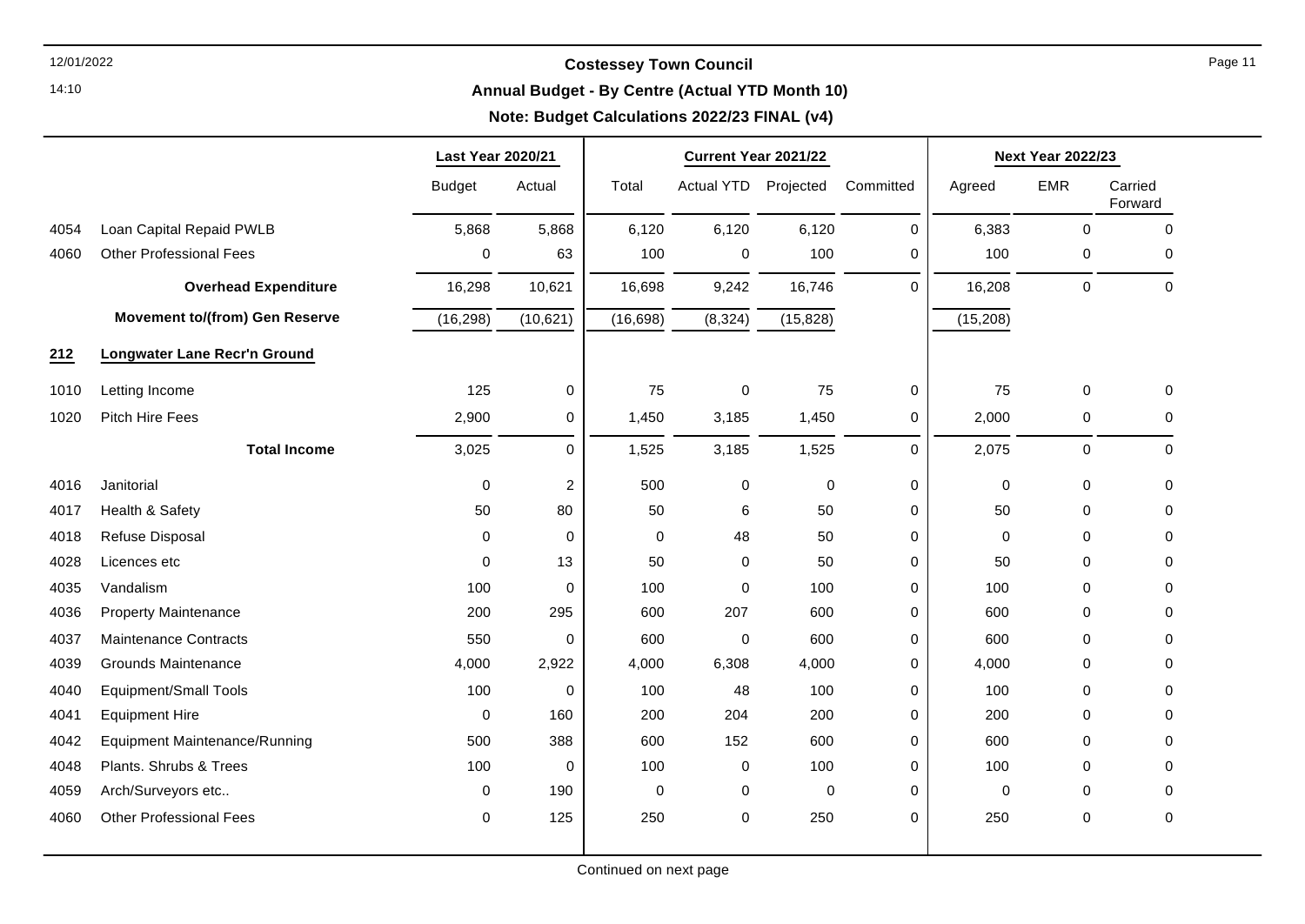**Costessey Town Council**

**Annual Budget - By Centre (Actual YTD Month 10)**

**Note: Budget Calculations 2022/23 FINAL (v4)**

| | | Last Year 2020/21 | | Current Year 2021/22 | | | | Next Year 2022/23 | | |
|---|---|---|---|---|---|---|---|---|---|---|
| | | Budget | Actual | Total | Actual YTD | Projected | Committed | Agreed | EMR | Carried Forward |
| 4054 | Loan Capital Repaid PWLB | 5,868 | 5,868 | 6,120 | 6,120 | 6,120 | 0 | 6,383 | 0 | 0 |
| 4060 | Other Professional Fees | 0 | 63 | 100 | 0 | 100 | 0 | 100 | 0 | 0 |
| | **Overhead Expenditure** | 16,298 | 10,621 | 16,698 | 9,242 | 16,746 | 0 | 16,208 | 0 | 0 |
| | **Movement to/(from) Gen Reserve** | (16,298) | (10,621) | (16,698) | (8,324) | (15,828) | | (15,208) | | |
| **212** | **Longwater Lane Recr'n Ground** | | | | | | | | | |
| 1010 | Letting Income | 125 | 0 | 75 | 0 | 75 | 0 | 75 | 0 | 0 |
| 1020 | Pitch Hire Fees | 2,900 | 0 | 1,450 | 3,185 | 1,450 | 0 | 2,000 | 0 | 0 |
| | **Total Income** | 3,025 | 0 | 1,525 | 3,185 | 1,525 | 0 | 2,075 | 0 | 0 |
| 4016 | Janitorial | 0 | 2 | 500 | 0 | 0 | 0 | 0 | 0 | 0 |
| 4017 | Health & Safety | 50 | 80 | 50 | 6 | 50 | 0 | 50 | 0 | 0 |
| 4018 | Refuse Disposal | 0 | 0 | 0 | 48 | 50 | 0 | 0 | 0 | 0 |
| 4028 | Licences etc | 0 | 13 | 50 | 0 | 50 | 0 | 50 | 0 | 0 |
| 4035 | Vandalism | 100 | 0 | 100 | 0 | 100 | 0 | 100 | 0 | 0 |
| 4036 | Property Maintenance | 200 | 295 | 600 | 207 | 600 | 0 | 600 | 0 | 0 |
| 4037 | Maintenance Contracts | 550 | 0 | 600 | 0 | 600 | 0 | 600 | 0 | 0 |
| 4039 | Grounds Maintenance | 4,000 | 2,922 | 4,000 | 6,308 | 4,000 | 0 | 4,000 | 0 | 0 |
| 4040 | Equipment/Small Tools | 100 | 0 | 100 | 48 | 100 | 0 | 100 | 0 | 0 |
| 4041 | Equipment Hire | 0 | 160 | 200 | 204 | 200 | 0 | 200 | 0 | 0 |
| 4042 | Equipment Maintenance/Running | 500 | 388 | 600 | 152 | 600 | 0 | 600 | 0 | 0 |
| 4048 | Plants. Shrubs & Trees | 100 | 0 | 100 | 0 | 100 | 0 | 100 | 0 | 0 |
| 4059 | Arch/Surveyors etc.. | 0 | 190 | 0 | 0 | 0 | 0 | 0 | 0 | 0 |
| 4060 | Other Professional Fees | 0 | 125 | 250 | 0 | 250 | 0 | 250 | 0 | 0 |

Continued on next page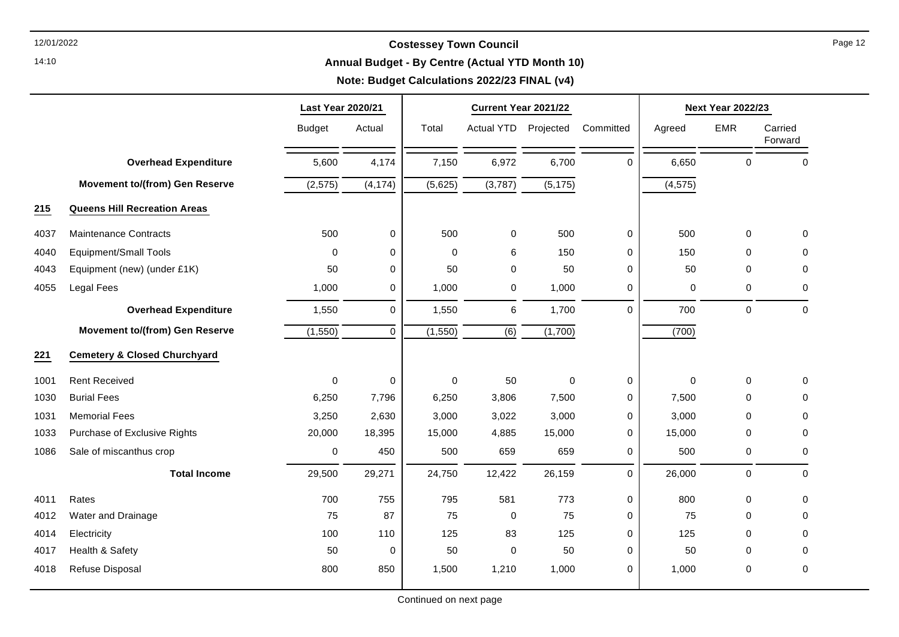**Costessey Town Council**

**Annual Budget - By Centre (Actual YTD Month 10)**

**Note: Budget Calculations 2022/23 FINAL (v4)**

| | | Last Year 2020/21 | | Current Year 2021/22 | | | | Next Year 2022/23 | | |
|---|---|---|---|---|---|---|---|---|---|---|
| | | Budget | Actual | Total | Actual YTD | Projected | Committed | Agreed | EMR | Carried Forward |
| | **Overhead Expenditure** | 5,600 | 4,174 | 7,150 | 6,972 | 6,700 | 0 | 6,650 | 0 | 0 |
| | **Movement to/(from) Gen Reserve** | (2,575) | (4,174) | (5,625) | (3,787) | (5,175) | | (4,575) | | |
| **215** | **Queens Hill Recreation Areas** | | | | | | | | | |
| 4037 | Maintenance Contracts | 500 | 0 | 500 | 0 | 500 | 0 | 500 | 0 | 0 |
| 4040 | Equipment/Small Tools | 0 | 0 | 0 | 6 | 150 | 0 | 150 | 0 | 0 |
| 4043 | Equipment (new) (under £1K) | 50 | 0 | 50 | 0 | 50 | 0 | 50 | 0 | 0 |
| 4055 | Legal Fees | 1,000 | 0 | 1,000 | 0 | 1,000 | 0 | 0 | 0 | 0 |
| | **Overhead Expenditure** | 1,550 | 0 | 1,550 | 6 | 1,700 | 0 | 700 | 0 | 0 |
| | **Movement to/(from) Gen Reserve** | (1,550) | 0 | (1,550) | (6) | (1,700) | | (700) | | |
| **221** | **Cemetery & Closed Churchyard** | | | | | | | | | |
| 1001 | Rent Received | 0 | 0 | 0 | 50 | 0 | 0 | 0 | 0 | 0 |
| 1030 | Burial Fees | 6,250 | 7,796 | 6,250 | 3,806 | 7,500 | 0 | 7,500 | 0 | 0 |
| 1031 | Memorial Fees | 3,250 | 2,630 | 3,000 | 3,022 | 3,000 | 0 | 3,000 | 0 | 0 |
| 1033 | Purchase of Exclusive Rights | 20,000 | 18,395 | 15,000 | 4,885 | 15,000 | 0 | 15,000 | 0 | 0 |
| 1086 | Sale of miscanthus crop | 0 | 450 | 500 | 659 | 659 | 0 | 500 | 0 | 0 |
| | **Total Income** | 29,500 | 29,271 | 24,750 | 12,422 | 26,159 | 0 | 26,000 | 0 | 0 |
| 4011 | Rates | 700 | 755 | 795 | 581 | 773 | 0 | 800 | 0 | 0 |
| 4012 | Water and Drainage | 75 | 87 | 75 | 0 | 75 | 0 | 75 | 0 | 0 |
| 4014 | Electricity | 100 | 110 | 125 | 83 | 125 | 0 | 125 | 0 | 0 |
| 4017 | Health & Safety | 50 | 0 | 50 | 0 | 50 | 0 | 50 | 0 | 0 |
| 4018 | Refuse Disposal | 800 | 850 | 1,500 | 1,210 | 1,000 | 0 | 1,000 | 0 | 0 |

Continued on next page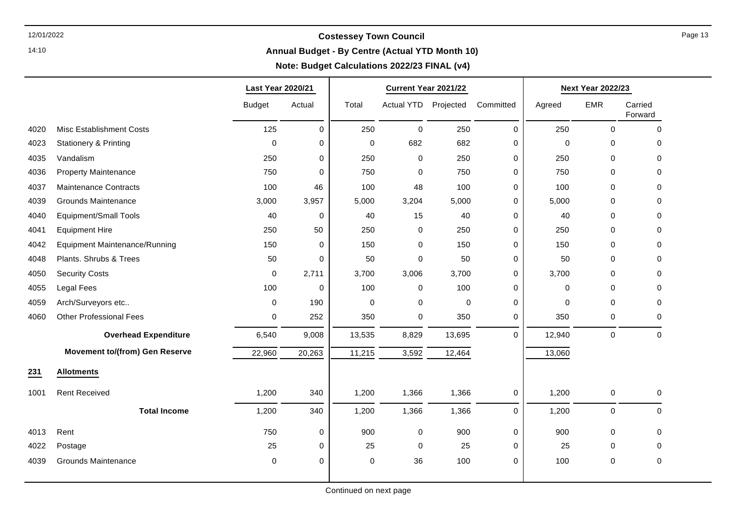## Costessey Town Council

### Annual Budget - By Centre (Actual YTD Month 10)

### Note: Budget Calculations 2022/23 FINAL (v4)

| | | Last Year 2020/21 | | Current Year 2021/22 | | | | Next Year 2022/23 | | |
|---|---|---|---|---|---|---|---|---|---|---|
| | | Budget | Actual | Total | Actual YTD | Projected | Committed | Agreed | EMR | Carried Forward |
| 4020 | Misc Establishment Costs | 125 | 0 | 250 | 0 | 250 | 0 | 250 | 0 | 0 |
| 4023 | Stationery & Printing | 0 | 0 | 0 | 682 | 682 | 0 | 0 | 0 | 0 |
| 4035 | Vandalism | 250 | 0 | 250 | 0 | 250 | 0 | 250 | 0 | 0 |
| 4036 | Property Maintenance | 750 | 0 | 750 | 0 | 750 | 0 | 750 | 0 | 0 |
| 4037 | Maintenance Contracts | 100 | 46 | 100 | 48 | 100 | 0 | 100 | 0 | 0 |
| 4039 | Grounds Maintenance | 3,000 | 3,957 | 5,000 | 3,204 | 5,000 | 0 | 5,000 | 0 | 0 |
| 4040 | Equipment/Small Tools | 40 | 0 | 40 | 15 | 40 | 0 | 40 | 0 | 0 |
| 4041 | Equipment Hire | 250 | 50 | 250 | 0 | 250 | 0 | 250 | 0 | 0 |
| 4042 | Equipment Maintenance/Running | 150 | 0 | 150 | 0 | 150 | 0 | 150 | 0 | 0 |
| 4048 | Plants. Shrubs & Trees | 50 | 0 | 50 | 0 | 50 | 0 | 50 | 0 | 0 |
| 4050 | Security Costs | 0 | 2,711 | 3,700 | 3,006 | 3,700 | 0 | 3,700 | 0 | 0 |
| 4055 | Legal Fees | 100 | 0 | 100 | 0 | 100 | 0 | 0 | 0 | 0 |
| 4059 | Arch/Surveyors etc.. | 0 | 190 | 0 | 0 | 0 | 0 | 0 | 0 | 0 |
| 4060 | Other Professional Fees | 0 | 252 | 350 | 0 | 350 | 0 | 350 | 0 | 0 |
| | **Overhead Expenditure** | 6,540 | 9,008 | 13,535 | 8,829 | 13,695 | 0 | 12,940 | 0 | 0 |
| | **Movement to/(from) Gen Reserve** | 22,960 | 20,263 | 11,215 | 3,592 | 12,464 | | 13,060 | | |
| **231** | **Allotments** | | | | | | | | | |
| 1001 | Rent Received | 1,200 | 340 | 1,200 | 1,366 | 1,366 | 0 | 1,200 | 0 | 0 |
| | **Total Income** | 1,200 | 340 | 1,200 | 1,366 | 1,366 | 0 | 1,200 | 0 | 0 |
| 4013 | Rent | 750 | 0 | 900 | 0 | 900 | 0 | 900 | 0 | 0 |
| 4022 | Postage | 25 | 0 | 25 | 0 | 25 | 0 | 25 | 0 | 0 |
| 4039 | Grounds Maintenance | 0 | 0 | 0 | 36 | 100 | 0 | 100 | 0 | 0 |

Continued on next page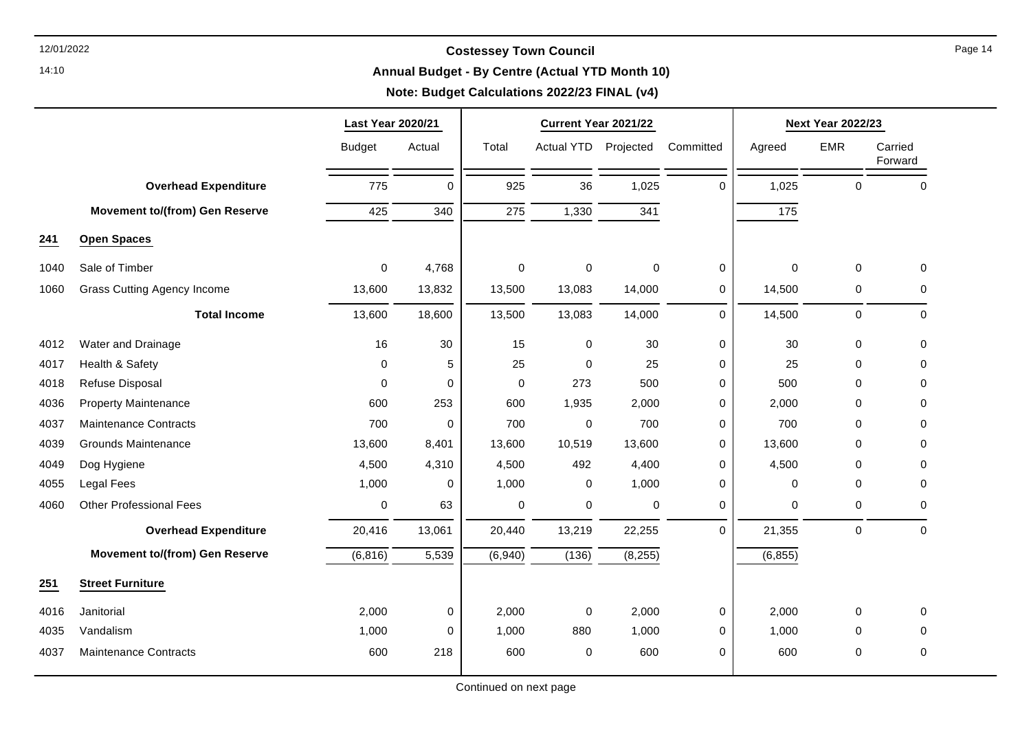# Costessey Town Council

## Annual Budget - By Centre (Actual YTD Month 10)

### Note: Budget Calculations 2022/23 FINAL (v4)

| | | Last Year 2020/21 | | Current Year 2021/22 | | | | Next Year 2022/23 | | |
|---|---|---|---|---|---|---|---|---|---|---|
| | | Budget | Actual | Total | Actual YTD | Projected | Committed | Agreed | EMR | Carried Forward |
| | **Overhead Expenditure** | 775 | 0 | 925 | 36 | 1,025 | 0 | 1,025 | 0 | 0 |
| | **Movement to/(from) Gen Reserve** | 425 | 340 | 275 | 1,330 | 341 | | 175 | | |
| **241** | **Open Spaces** | | | | | | | | | |
| 1040 | Sale of Timber | 0 | 4,768 | 0 | 0 | 0 | 0 | 0 | 0 | 0 |
| 1060 | Grass Cutting Agency Income | 13,600 | 13,832 | 13,500 | 13,083 | 14,000 | 0 | 14,500 | 0 | 0 |
| | **Total Income** | 13,600 | 18,600 | 13,500 | 13,083 | 14,000 | 0 | 14,500 | 0 | 0 |
| 4012 | Water and Drainage | 16 | 30 | 15 | 0 | 30 | 0 | 30 | 0 | 0 |
| 4017 | Health & Safety | 0 | 5 | 25 | 0 | 25 | 0 | 25 | 0 | 0 |
| 4018 | Refuse Disposal | 0 | 0 | 0 | 273 | 500 | 0 | 500 | 0 | 0 |
| 4036 | Property Maintenance | 600 | 253 | 600 | 1,935 | 2,000 | 0 | 2,000 | 0 | 0 |
| 4037 | Maintenance Contracts | 700 | 0 | 700 | 0 | 700 | 0 | 700 | 0 | 0 |
| 4039 | Grounds Maintenance | 13,600 | 8,401 | 13,600 | 10,519 | 13,600 | 0 | 13,600 | 0 | 0 |
| 4049 | Dog Hygiene | 4,500 | 4,310 | 4,500 | 492 | 4,400 | 0 | 4,500 | 0 | 0 |
| 4055 | Legal Fees | 1,000 | 0 | 1,000 | 0 | 1,000 | 0 | 0 | 0 | 0 |
| 4060 | Other Professional Fees | 0 | 63 | 0 | 0 | 0 | 0 | 0 | 0 | 0 |
| | **Overhead Expenditure** | 20,416 | 13,061 | 20,440 | 13,219 | 22,255 | 0 | 21,355 | 0 | 0 |
| | **Movement to/(from) Gen Reserve** | (6,816) | 5,539 | (6,940) | (136) | (8,255) | | (6,855) | | |
| **251** | **Street Furniture** | | | | | | | | | |
| 4016 | Janitorial | 2,000 | 0 | 2,000 | 0 | 2,000 | 0 | 2,000 | 0 | 0 |
| 4035 | Vandalism | 1,000 | 0 | 1,000 | 880 | 1,000 | 0 | 1,000 | 0 | 0 |
| 4037 | Maintenance Contracts | 600 | 218 | 600 | 0 | 600 | 0 | 600 | 0 | 0 |

Continued on next page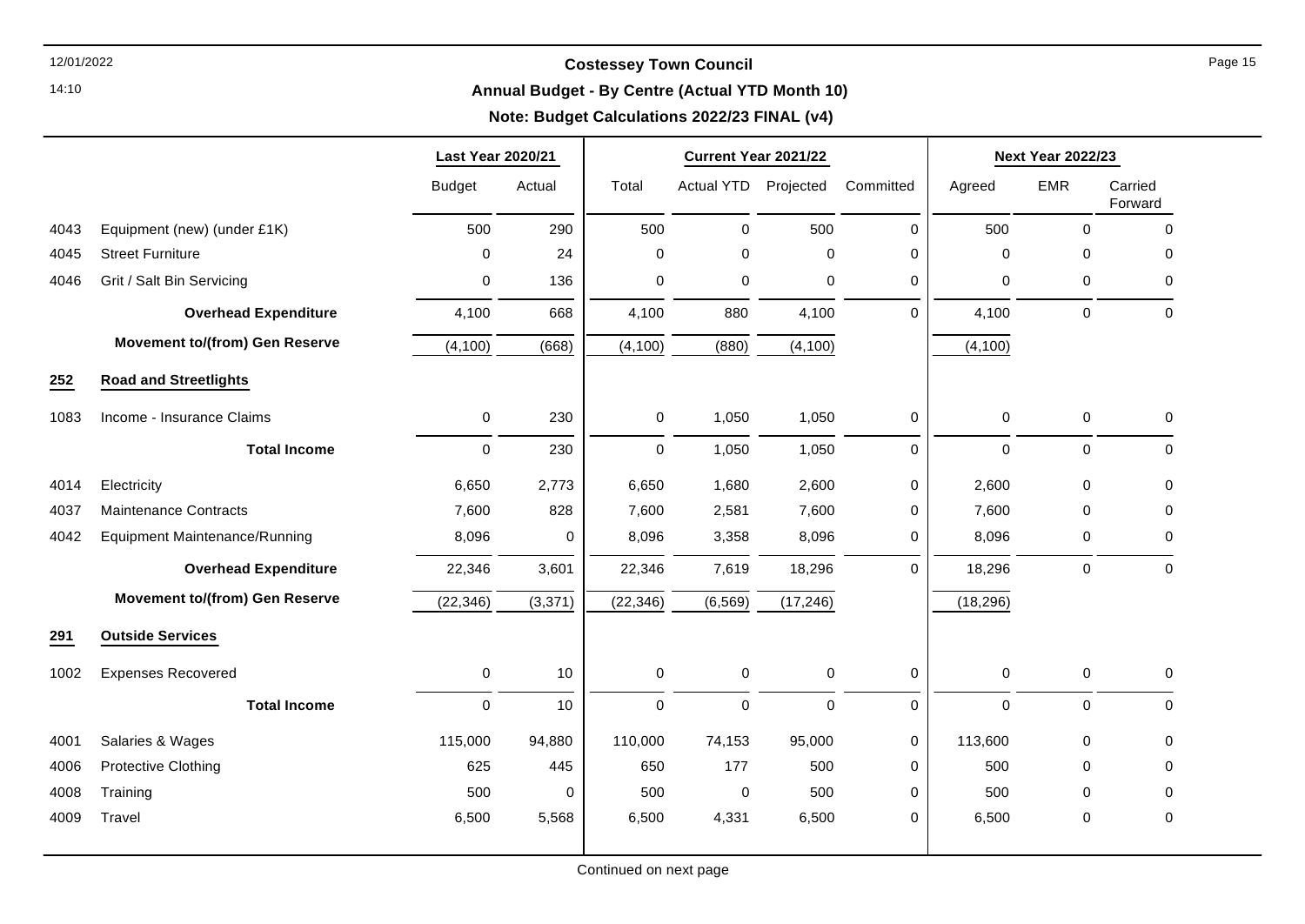# Costessey Town Council

## Annual Budget - By Centre (Actual YTD Month 10)

### Note: Budget Calculations 2022/23 FINAL (v4)

| | | Last Year 2020/21 | | Current Year 2021/22 | | | | Next Year 2022/23 | | |
|---|---|---|---|---|---|---|---|---|---|---|
| | | Budget | Actual | Total | Actual YTD | Projected | Committed | Agreed | EMR | Carried Forward |
| 4043 | Equipment (new) (under £1K) | 500 | 290 | 500 | 0 | 500 | 0 | 500 | 0 | 0 |
| 4045 | Street Furniture | 0 | 24 | 0 | 0 | 0 | 0 | 0 | 0 | 0 |
| 4046 | Grit / Salt Bin Servicing | 0 | 136 | 0 | 0 | 0 | 0 | 0 | 0 | 0 |
| | **Overhead Expenditure** | 4,100 | 668 | 4,100 | 880 | 4,100 | 0 | 4,100 | 0 | 0 |
| | **Movement to/(from) Gen Reserve** | (4,100) | (668) | (4,100) | (880) | (4,100) | | (4,100) | | |
| **252** | **Road and Streetlights** | | | | | | | | | |
| 1083 | Income - Insurance Claims | 0 | 230 | 0 | 1,050 | 1,050 | 0 | 0 | 0 | 0 |
| | **Total Income** | 0 | 230 | 0 | 1,050 | 1,050 | 0 | 0 | 0 | 0 |
| 4014 | Electricity | 6,650 | 2,773 | 6,650 | 1,680 | 2,600 | 0 | 2,600 | 0 | 0 |
| 4037 | Maintenance Contracts | 7,600 | 828 | 7,600 | 2,581 | 7,600 | 0 | 7,600 | 0 | 0 |
| 4042 | Equipment Maintenance/Running | 8,096 | 0 | 8,096 | 3,358 | 8,096 | 0 | 8,096 | 0 | 0 |
| | **Overhead Expenditure** | 22,346 | 3,601 | 22,346 | 7,619 | 18,296 | 0 | 18,296 | 0 | 0 |
| | **Movement to/(from) Gen Reserve** | (22,346) | (3,371) | (22,346) | (6,569) | (17,246) | | (18,296) | | |
| **291** | **Outside Services** | | | | | | | | | |
| 1002 | Expenses Recovered | 0 | 10 | 0 | 0 | 0 | 0 | 0 | 0 | 0 |
| | **Total Income** | 0 | 10 | 0 | 0 | 0 | 0 | 0 | 0 | 0 |
| 4001 | Salaries & Wages | 115,000 | 94,880 | 110,000 | 74,153 | 95,000 | 0 | 113,600 | 0 | 0 |
| 4006 | Protective Clothing | 625 | 445 | 650 | 177 | 500 | 0 | 500 | 0 | 0 |
| 4008 | Training | 500 | 0 | 500 | 0 | 500 | 0 | 500 | 0 | 0 |
| 4009 | Travel | 6,500 | 5,568 | 6,500 | 4,331 | 6,500 | 0 | 6,500 | 0 | 0 |

Continued on next page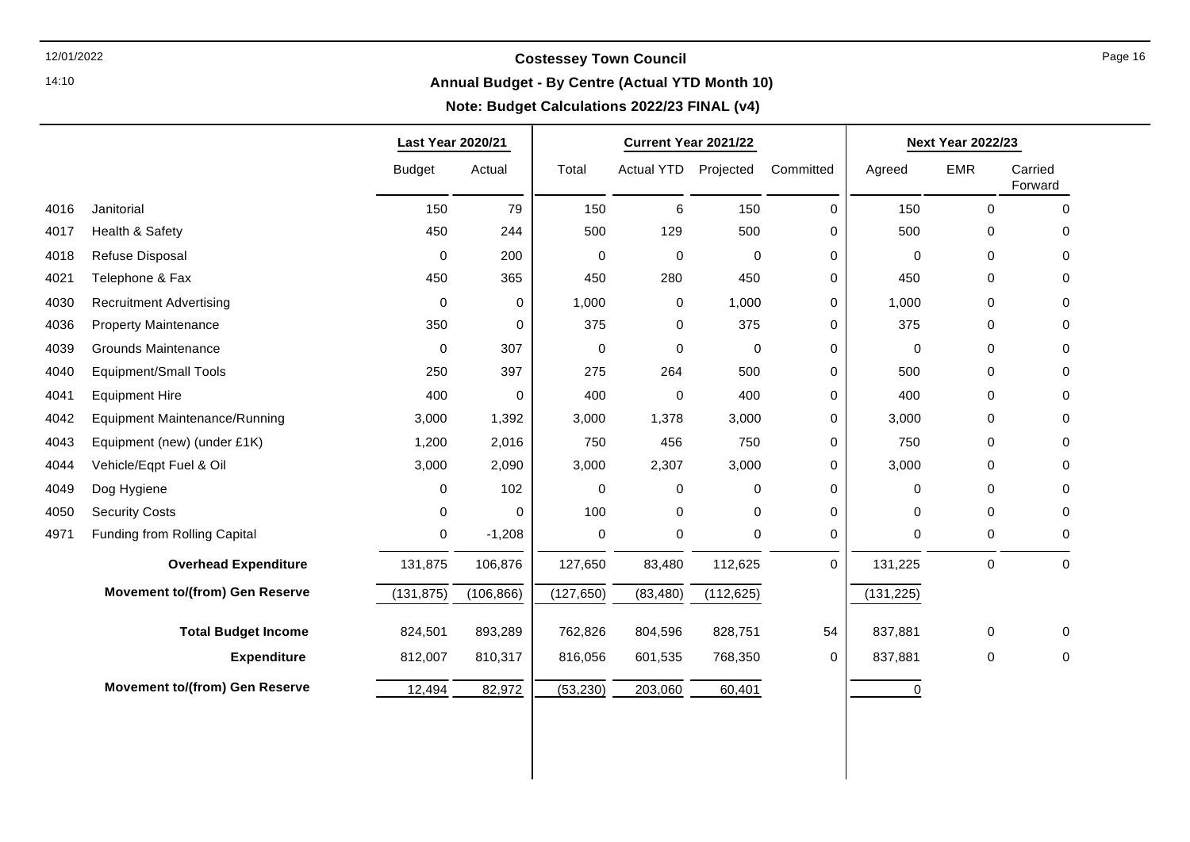# Costessey Town Council

## Annual Budget - By Centre (Actual YTD Month 10)

### Note: Budget Calculations 2022/23 FINAL (v4)

| | | Last Year 2020/21 | | Current Year 2021/22 | | | | Next Year 2022/23 | | |
|---|---|---|---|---|---|---|---|---|---|---|
| | | Budget | Actual | Total | Actual YTD | Projected | Committed | Agreed | EMR | Carried Forward |
| 4016 | Janitorial | 150 | 79 | 150 | 6 | 150 | 0 | 150 | 0 | 0 |
| 4017 | Health & Safety | 450 | 244 | 500 | 129 | 500 | 0 | 500 | 0 | 0 |
| 4018 | Refuse Disposal | 0 | 200 | 0 | 0 | 0 | 0 | 0 | 0 | 0 |
| 4021 | Telephone & Fax | 450 | 365 | 450 | 280 | 450 | 0 | 450 | 0 | 0 |
| 4030 | Recruitment Advertising | 0 | 0 | 1,000 | 0 | 1,000 | 0 | 1,000 | 0 | 0 |
| 4036 | Property Maintenance | 350 | 0 | 375 | 0 | 375 | 0 | 375 | 0 | 0 |
| 4039 | Grounds Maintenance | 0 | 307 | 0 | 0 | 0 | 0 | 0 | 0 | 0 |
| 4040 | Equipment/Small Tools | 250 | 397 | 275 | 264 | 500 | 0 | 500 | 0 | 0 |
| 4041 | Equipment Hire | 400 | 0 | 400 | 0 | 400 | 0 | 400 | 0 | 0 |
| 4042 | Equipment Maintenance/Running | 3,000 | 1,392 | 3,000 | 1,378 | 3,000 | 0 | 3,000 | 0 | 0 |
| 4043 | Equipment (new) (under £1K) | 1,200 | 2,016 | 750 | 456 | 750 | 0 | 750 | 0 | 0 |
| 4044 | Vehicle/Eqpt Fuel & Oil | 3,000 | 2,090 | 3,000 | 2,307 | 3,000 | 0 | 3,000 | 0 | 0 |
| 4049 | Dog Hygiene | 0 | 102 | 0 | 0 | 0 | 0 | 0 | 0 | 0 |
| 4050 | Security Costs | 0 | 0 | 100 | 0 | 0 | 0 | 0 | 0 | 0 |
| 4971 | Funding from Rolling Capital | 0 | -1,208 | 0 | 0 | 0 | 0 | 0 | 0 | 0 |
| | **Overhead Expenditure** | 131,875 | 106,876 | 127,650 | 83,480 | 112,625 | 0 | 131,225 | 0 | 0 |
| | **Movement to/(from) Gen Reserve** | (131,875) | (106,866) | (127,650) | (83,480) | (112,625) | | (131,225) | | |
| | **Total Budget Income** | 824,501 | 893,289 | 762,826 | 804,596 | 828,751 | 54 | 837,881 | 0 | 0 |
| | **Expenditure** | 812,007 | 810,317 | 816,056 | 601,535 | 768,350 | 0 | 837,881 | 0 | 0 |
| | **Movement to/(from) Gen Reserve** | 12,494 | 82,972 | (53,230) | 203,060 | 60,401 | | 0 | | |